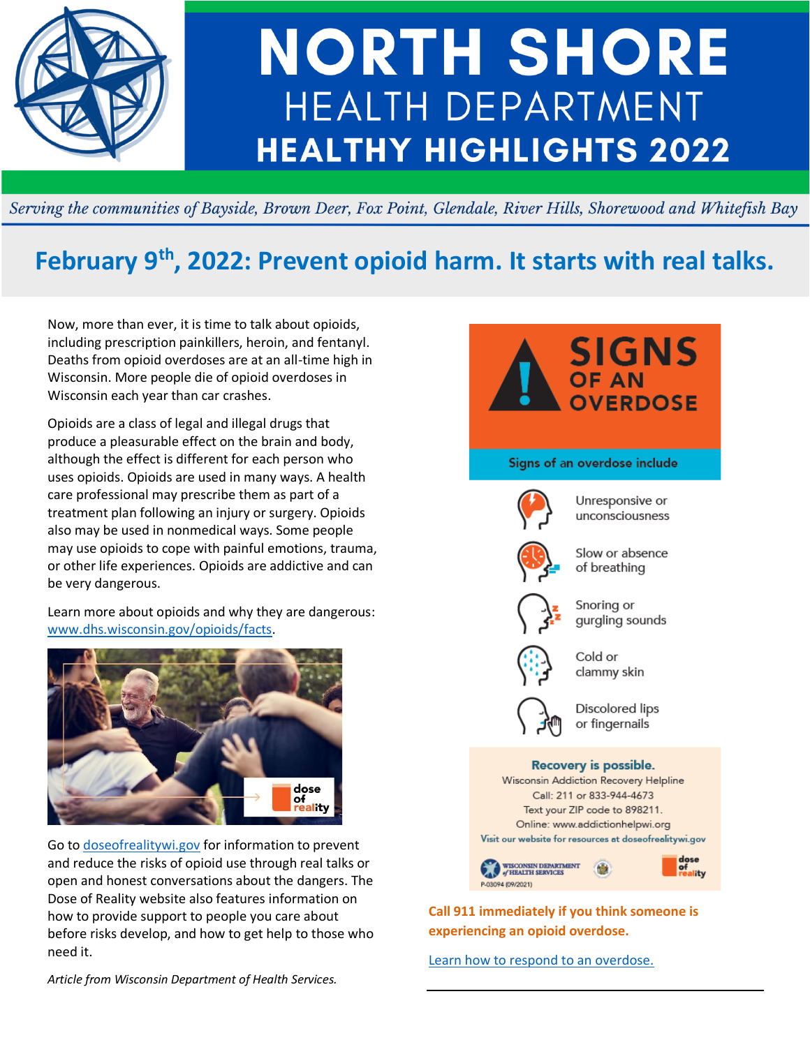# NORTH SHORE HEALTH DEPARTMENT HEALTHY HIGHLIGHTS 2022

*Serving the communities of Bayside, Brown Deer, Fox Point, Glendale, River Hills, Shorewood and Whitefish Bay*

## February 9th, 2022: Prevent opioid harm. It starts with real talks.

Now, more than ever, it is time to talk about opioids, including prescription painkillers, heroin, and fentanyl. Deaths from opioid overdoses are at an all-time high in Wisconsin. More people die of opioid overdoses in Wisconsin each year than car crashes.

Opioids are a class of legal and illegal drugs that produce a pleasurable effect on the brain and body, although the effect is different for each person who uses opioids. Opioids are used in many ways. A health care professional may prescribe them as part of a treatment plan following an injury or surgery. Opioids also may be used in nonmedical ways. Some people may use opioids to cope with painful emotions, trauma, or other life experiences. Opioids are addictive and can be very dangerous.

Learn more about opioids and why they are dangerous: www.dhs.wisconsin.gov/opioids/facts.

Go to doseofrealitywi.gov for information to prevent and reduce the risks of opioid use through real talks or open and honest conversations about the dangers. The Dose of Reality website also features information on how to provide support to people you care about before risks develop, and how to get help to those who need it.

*Article from Wisconsin Department of Health Services.*

### SIGNS OF AN OVERDOSE

Signs of an overdose include

- Unresponsive or unconsciousness
- Slow or absence of breathing
- Snoring or gurgling sounds
- Cold or clammy skin
- Discolored lips or fingernails

**Recovery is possible.**
Wisconsin Addiction Recovery Helpline
Call: 211 or 833-944-4673
Text your ZIP code to 898211.
Online: www.addictionhelpwi.org
Visit our website for resources at doseofrealitywi.gov

P-03094 (09/2021)

**Call 911 immediately if you think someone is experiencing an opioid overdose.**

Learn how to respond to an overdose.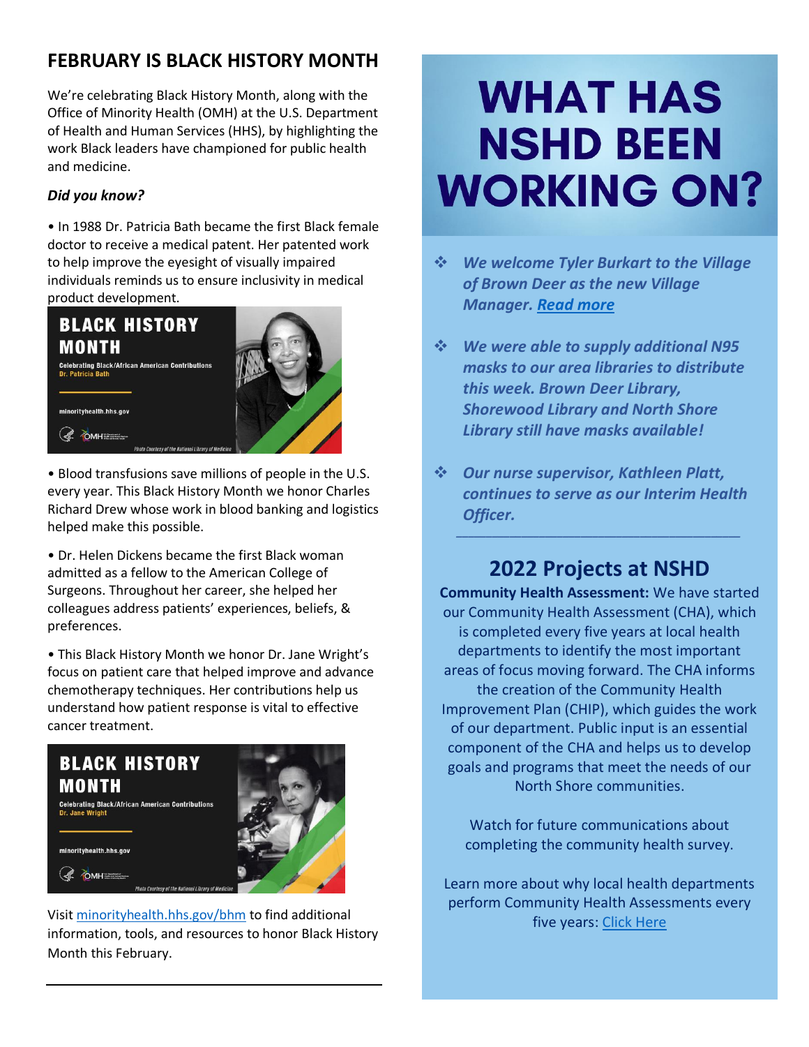## FEBRUARY IS BLACK HISTORY MONTH

We're celebrating Black History Month, along with the Office of Minority Health (OMH) at the U.S. Department of Health and Human Services (HHS), by highlighting the work Black leaders have championed for public health and medicine.

***Did you know?***

• In 1988 Dr. Patricia Bath became the first Black female doctor to receive a medical patent. Her patented work to help improve the eyesight of visually impaired individuals reminds us to ensure inclusivity in medical product development.

**BLACK HISTORY MONTH**
Celebrating Black/African American Contributions
Dr. Patricia Bath
minorityhealth.hhs.gov
Photo Courtesy of the National Library of Medicine

• Blood transfusions save millions of people in the U.S. every year. This Black History Month we honor Charles Richard Drew whose work in blood banking and logistics helped make this possible.

• Dr. Helen Dickens became the first Black woman admitted as a fellow to the American College of Surgeons. Throughout her career, she helped her colleagues address patients' experiences, beliefs, & preferences.

• This Black History Month we honor Dr. Jane Wright's focus on patient care that helped improve and advance chemotherapy techniques. Her contributions help us understand how patient response is vital to effective cancer treatment.

**BLACK HISTORY MONTH**
Celebrating Black/African American Contributions
Dr. Jane Wright
minorityhealth.hhs.gov
Photo Courtesy of the National Library of Medicine

Visit [minorityhealth.hhs.gov/bhm](minorityhealth.hhs.gov/bhm) to find additional information, tools, and resources to honor Black History Month this February.

---

# WHAT HAS NSHD BEEN WORKING ON?

- ***We welcome Tyler Burkart to the Village of Brown Deer as the new Village Manager. [Read more]()***
- ***We were able to supply additional N95 masks to our area libraries to distribute this week. Brown Deer Library, Shorewood Library and North Shore Library still have masks available!***
- ***Our nurse supervisor, Kathleen Platt, continues to serve as our Interim Health Officer.***

---

## 2022 Projects at NSHD

**Community Health Assessment:** We have started our Community Health Assessment (CHA), which is completed every five years at local health departments to identify the most important areas of focus moving forward. The CHA informs the creation of the Community Health Improvement Plan (CHIP), which guides the work of our department. Public input is an essential component of the CHA and helps us to develop goals and programs that meet the needs of our North Shore communities.

Watch for future communications about completing the community health survey.

Learn more about why local health departments perform Community Health Assessments every five years: [Click Here]()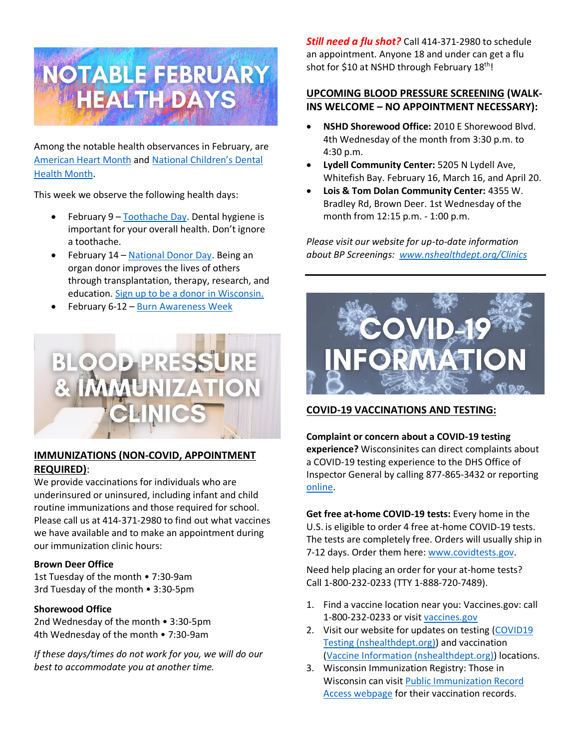# NOTABLE FEBRUARY HEALTH DAYS

Among the notable health observances in February, are American Heart Month and National Children's Dental Health Month.

This week we observe the following health days:

- February 9 – Toothache Day. Dental hygiene is important for your overall health. Don't ignore a toothache.
- February 14 – National Donor Day. Being an organ donor improves the lives of others through transplantation, therapy, research, and education. Sign up to be a donor in Wisconsin.
- February 6-12 – Burn Awareness Week

# BLOOD PRESSURE & IMMUNIZATION CLINICS

## IMMUNIZATIONS (NON-COVID, APPOINTMENT REQUIRED):

We provide vaccinations for individuals who are underinsured or uninsured, including infant and child routine immunizations and those required for school. Please call us at 414-371-2980 to find out what vaccines we have available and to make an appointment during our immunization clinic hours:

**Brown Deer Office**
1st Tuesday of the month • 7:30-9am
3rd Tuesday of the month • 3:30-5pm

**Shorewood Office**
2nd Wednesday of the month • 3:30-5pm
4th Wednesday of the month • 7:30-9am

*If these days/times do not work for you, we will do our best to accommodate you at another time.*

***Still need a flu shot?*** Call 414-371-2980 to schedule an appointment. Anyone 18 and under can get a flu shot for $10 at NSHD through February 18th!

## UPCOMING BLOOD PRESSURE SCREENING (WALK-INS WELCOME – NO APPOINTMENT NECESSARY):

- **NSHD Shorewood Office:** 2010 E Shorewood Blvd. 4th Wednesday of the month from 3:30 p.m. to 4:30 p.m.
- **Lydell Community Center:** 5205 N Lydell Ave, Whitefish Bay. February 16, March 16, and April 20.
- **Lois & Tom Dolan Community Center:** 4355 W. Bradley Rd, Brown Deer. 1st Wednesday of the month from 12:15 p.m. - 1:00 p.m.

*Please visit our website for up-to-date information about BP Screenings: www.nshealthdept.org/Clinics*

# COVID-19 INFORMATION

## COVID-19 VACCINATIONS AND TESTING:

**Complaint or concern about a COVID-19 testing experience?** Wisconsinites can direct complaints about a COVID-19 testing experience to the DHS Office of Inspector General by calling 877-865-3432 or reporting online.

**Get free at-home COVID-19 tests:** Every home in the U.S. is eligible to order 4 free at-home COVID-19 tests. The tests are completely free. Orders will usually ship in 7-12 days. Order them here: www.covidtests.gov.

Need help placing an order for your at-home tests? Call 1-800-232-0233 (TTY 1-888-720-7489).

1. Find a vaccine location near you: Vaccines.gov: call 1-800-232-0233 or visit vaccines.gov
2. Visit our website for updates on testing (COVID19 Testing (nshealthdept.org)) and vaccination (Vaccine Information (nshealthdept.org)) locations.
3. Wisconsin Immunization Registry: Those in Wisconsin can visit Public Immunization Record Access webpage for their vaccination records.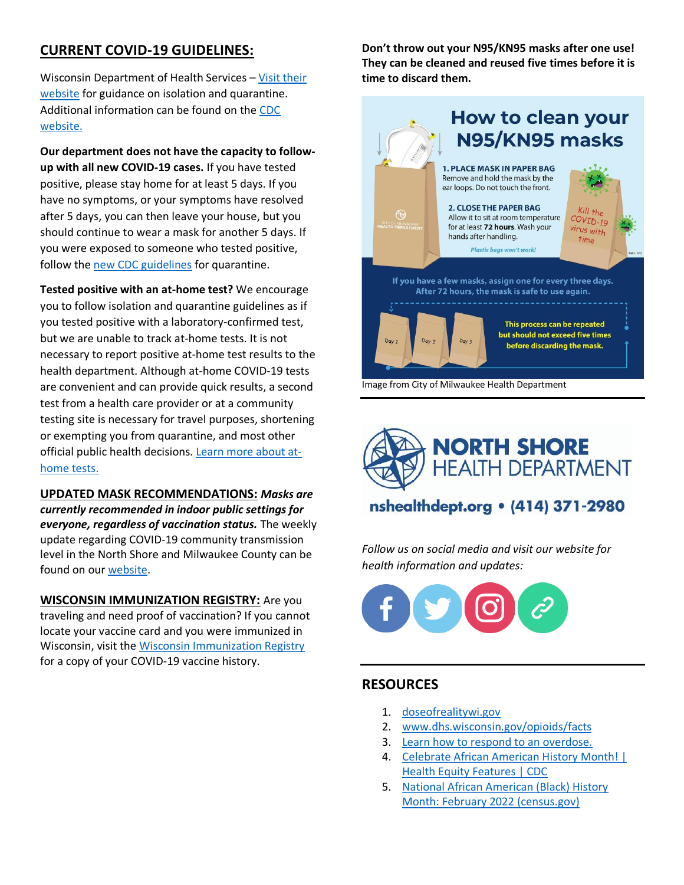## CURRENT COVID-19 GUIDELINES:

Wisconsin Department of Health Services – Visit their website for guidance on isolation and quarantine. Additional information can be found on the CDC website.

**Our department does not have the capacity to follow-up with all new COVID-19 cases.** If you have tested positive, please stay home for at least 5 days. If you have no symptoms, or your symptoms have resolved after 5 days, you can then leave your house, but you should continue to wear a mask for another 5 days. If you were exposed to someone who tested positive, follow the new CDC guidelines for quarantine.

**Tested positive with an at-home test?** We encourage you to follow isolation and quarantine guidelines as if you tested positive with a laboratory-confirmed test, but we are unable to track at-home tests. It is not necessary to report positive at-home test results to the health department. Although at-home COVID-19 tests are convenient and can provide quick results, a second test from a health care provider or at a community testing site is necessary for travel purposes, shortening or exempting you from quarantine, and most other official public health decisions. Learn more about at-home tests.

**UPDATED MASK RECOMMENDATIONS:** ***Masks are currently recommended in indoor public settings for everyone, regardless of vaccination status.*** The weekly update regarding COVID-19 community transmission level in the North Shore and Milwaukee County can be found on our website.

**WISCONSIN IMMUNIZATION REGISTRY:** Are you traveling and need proof of vaccination? If you cannot locate your vaccine card and you were immunized in Wisconsin, visit the Wisconsin Immunization Registry for a copy of your COVID-19 vaccine history.

**Don't throw out your N95/KN95 masks after one use! They can be cleaned and reused five times before it is time to discard them.**

How to clean your N95/KN95 masks

1. PLACE MASK IN PAPER BAG
Remove and hold the mask by the ear loops. Do not touch the front.

2. CLOSE THE PAPER BAG
Allow it to sit at room temperature for at least 72 hours. Wash your hands after handling.

Plastic bags won't work!

Kill the COVID-19 virus with time

If you have a few masks, assign one for every three days. After 72 hours, the mask is safe to use again.

Day 1 Day 2 Day 3

This process can be repeated but should not exceed five times before discarding the mask.

Image from City of Milwaukee Health Department

NORTH SHORE HEALTH DEPARTMENT

nshealthdept.org • (414) 371-2980

*Follow us on social media and visit our website for health information and updates:*

## RESOURCES

1. doseofrealitywi.gov
2. www.dhs.wisconsin.gov/opioids/facts
3. Learn how to respond to an overdose.
4. Celebrate African American History Month! | Health Equity Features | CDC
5. National African American (Black) History Month: February 2022 (census.gov)